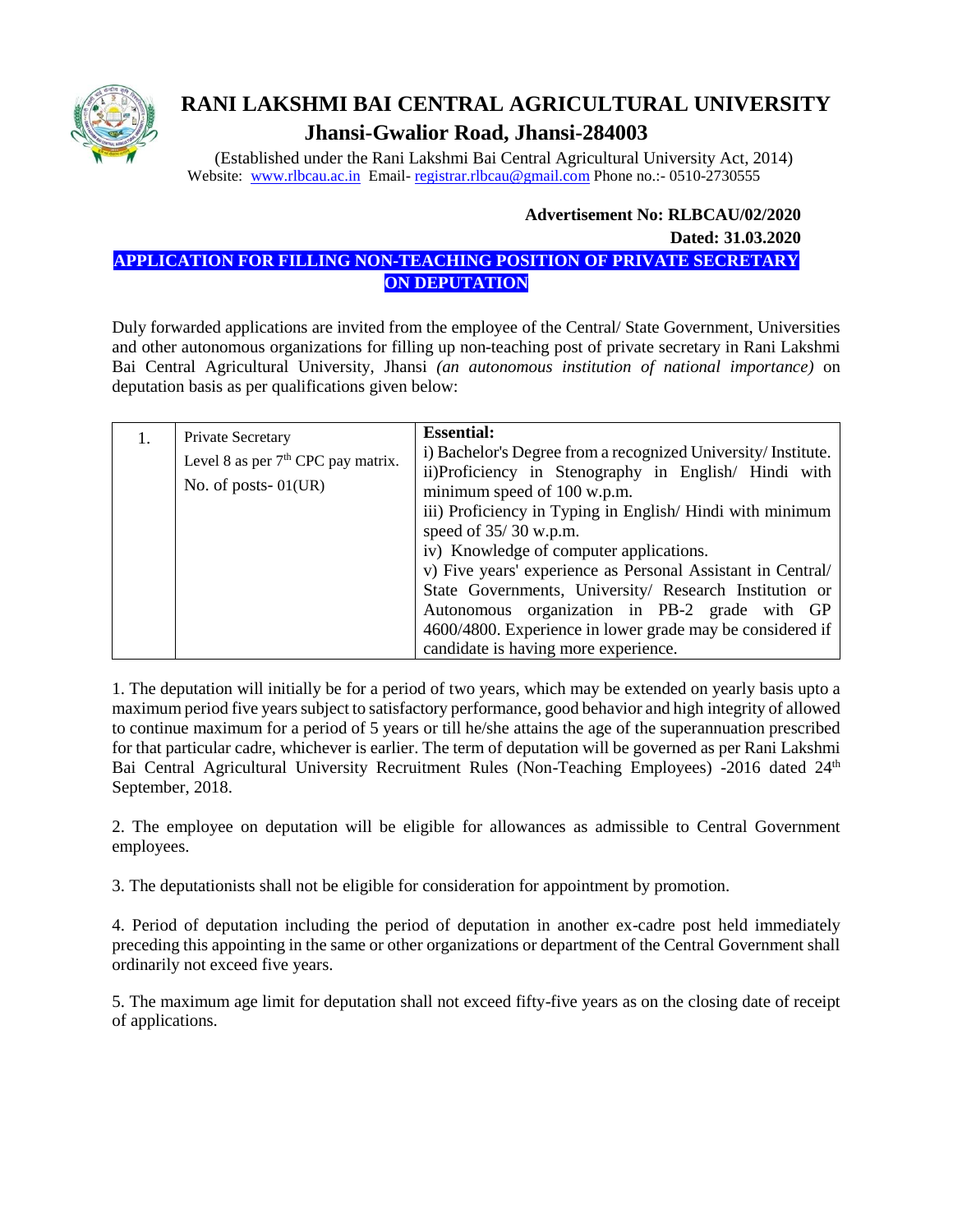# RANI LAKSHMI BAI CENTRAL AGRICULTURAL UNIVERSITY

## Jhansi-Gwalior Road, Jhansi-284003

(Established under the Rani Lakshmi Bai Central Agricultural University Act, 2014)
Website: www.rlbcau.ac.in Email- registrar.rlbcau@gmail.com Phone no.:- 0510-2730555

**Advertisement No: RLBCAU/02/2020**

**Dated: 31.03.2020**

**APPLICATION FOR FILLING NON-TEACHING POSITION OF PRIVATE SECRETARY ON DEPUTATION**

Duly forwarded applications are invited from the employee of the Central/ State Government, Universities and other autonomous organizations for filling up non-teaching post of private secretary in Rani Lakshmi Bai Central Agricultural University, Jhansi *(an autonomous institution of national importance)* on deputation basis as per qualifications given below:

| | | |
|---|---|---|
| 1. | Private Secretary<br>Level 8 as per 7th CPC pay matrix.<br>No. of posts- 01(UR) | **Essential:**<br>i) Bachelor's Degree from a recognized University/ Institute.<br>ii)Proficiency in Stenography in English/ Hindi with minimum speed of 100 w.p.m.<br>iii) Proficiency in Typing in English/ Hindi with minimum speed of 35/ 30 w.p.m.<br>iv) Knowledge of computer applications.<br>v) Five years' experience as Personal Assistant in Central/ State Governments, University/ Research Institution or Autonomous organization in PB-2 grade with GP 4600/4800. Experience in lower grade may be considered if candidate is having more experience. |

1. The deputation will initially be for a period of two years, which may be extended on yearly basis upto a maximum period five years subject to satisfactory performance, good behavior and high integrity of allowed to continue maximum for a period of 5 years or till he/she attains the age of the superannuation prescribed for that particular cadre, whichever is earlier. The term of deputation will be governed as per Rani Lakshmi Bai Central Agricultural University Recruitment Rules (Non-Teaching Employees) -2016 dated 24th September, 2018.

2. The employee on deputation will be eligible for allowances as admissible to Central Government employees.

3. The deputationists shall not be eligible for consideration for appointment by promotion.

4. Period of deputation including the period of deputation in another ex-cadre post held immediately preceding this appointing in the same or other organizations or department of the Central Government shall ordinarily not exceed five years.

5. The maximum age limit for deputation shall not exceed fifty-five years as on the closing date of receipt of applications.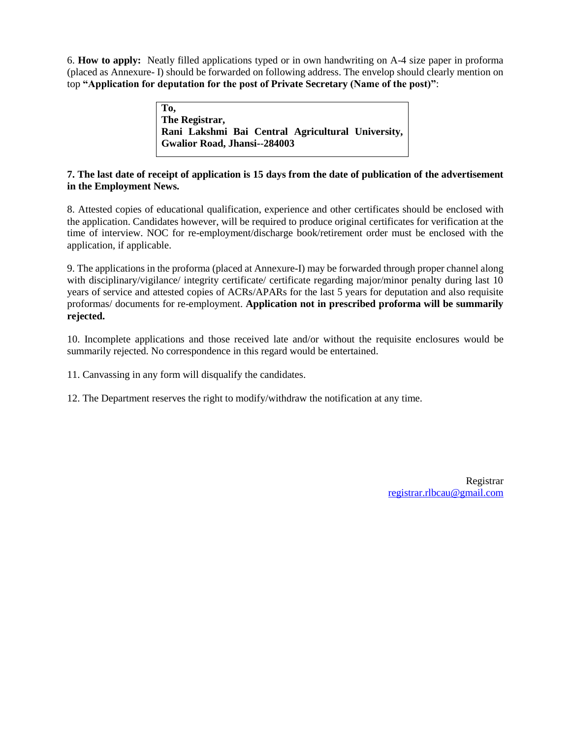6. **How to apply:** Neatly filled applications typed or in own handwriting on A-4 size paper in proforma (placed as Annexure- I) should be forwarded on following address. The envelop should clearly mention on top **"Application for deputation for the post of Private Secretary (Name of the post)"**:

> **To,**
> **The Registrar,**
> **Rani Lakshmi Bai Central Agricultural University,**
> **Gwalior Road, Jhansi--284003**

**7. The last date of receipt of application is 15 days from the date of publication of the advertisement in the Employment News.**

8. Attested copies of educational qualification, experience and other certificates should be enclosed with the application. Candidates however, will be required to produce original certificates for verification at the time of interview. NOC for re-employment/discharge book/retirement order must be enclosed with the application, if applicable.

9. The applications in the proforma (placed at Annexure-I) may be forwarded through proper channel along with disciplinary/vigilance/ integrity certificate/ certificate regarding major/minor penalty during last 10 years of service and attested copies of ACRs/APARs for the last 5 years for deputation and also requisite proformas/ documents for re-employment. **Application not in prescribed proforma will be summarily rejected.**

10. Incomplete applications and those received late and/or without the requisite enclosures would be summarily rejected. No correspondence in this regard would be entertained.

11. Canvassing in any form will disqualify the candidates.

12. The Department reserves the right to modify/withdraw the notification at any time.

Registrar
registrar.rlbcau@gmail.com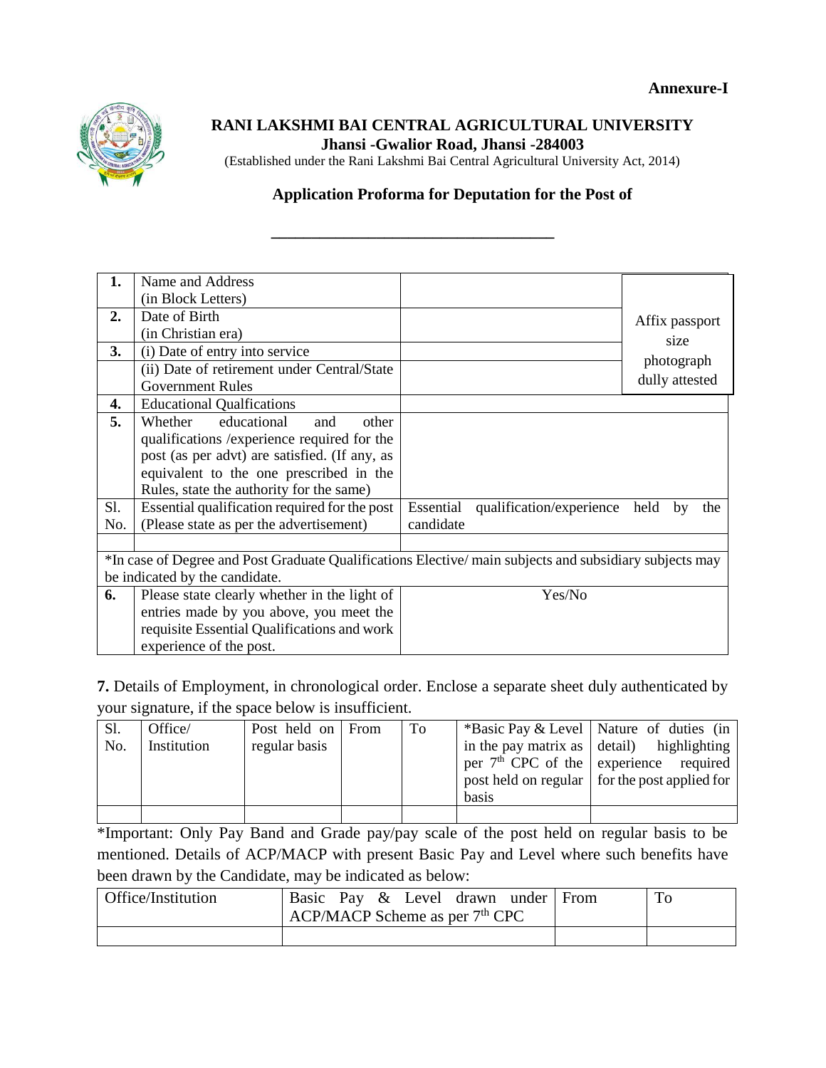**Annexure-I**

# RANI LAKSHMI BAI CENTRAL AGRICULTURAL UNIVERSITY

**Jhansi -Gwalior Road, Jhansi -284003**

(Established under the Rani Lakshmi Bai Central Agricultural University Act, 2014)

## Application Proforma for Deputation for the Post of

\_\_\_\_\_\_\_\_\_\_\_\_\_\_\_\_\_\_\_\_\_\_\_\_\_\_\_\_\_\_\_\_\_\_\_\_

| | | | |
|---|---|---|---|
| **1.** | Name and Address (in Block Letters) | | Affix passport size photograph dully attested |
| **2.** | Date of Birth (in Christian era) | | |
| **3.** | (i) Date of entry into service | | |
| | (ii) Date of retirement under Central/State Government Rules | | |
| **4.** | Educational Qualfications | | |
| **5.** | Whether educational and other qualifications /experience required for the post (as per advt) are satisfied. (If any, as equivalent to the one prescribed in the Rules, state the authority for the same) | | |
| Sl. No. | Essential qualification required for the post (Please state as per the advertisement) | Essential qualification/experience held by the candidate | |
| | | | |
| *In case of Degree and Post Graduate Qualifications Elective/ main subjects and subsidiary subjects may be indicated by the candidate. | | | |
| **6.** | Please state clearly whether in the light of entries made by you above, you meet the requisite Essential Qualifications and work experience of the post. | Yes/No | |

**7.** Details of Employment, in chronological order. Enclose a separate sheet duly authenticated by your signature, if the space below is insufficient.

| Sl. No. | Office/ Institution | Post held on regular basis | From | To | *Basic Pay & Level in the pay matrix as per 7th CPC of the post held on regular basis | Nature of duties (in detail) highlighting experience required for the post applied for |
|---|---|---|---|---|---|---|
| | | | | | | |

*Important: Only Pay Band and Grade pay/pay scale of the post held on regular basis to be mentioned. Details of ACP/MACP with present Basic Pay and Level where such benefits have been drawn by the Candidate, may be indicated as below:

| Office/Institution | Basic Pay & Level drawn under ACP/MACP Scheme as per 7th CPC | From | To |
|---|---|---|---|
| | | | |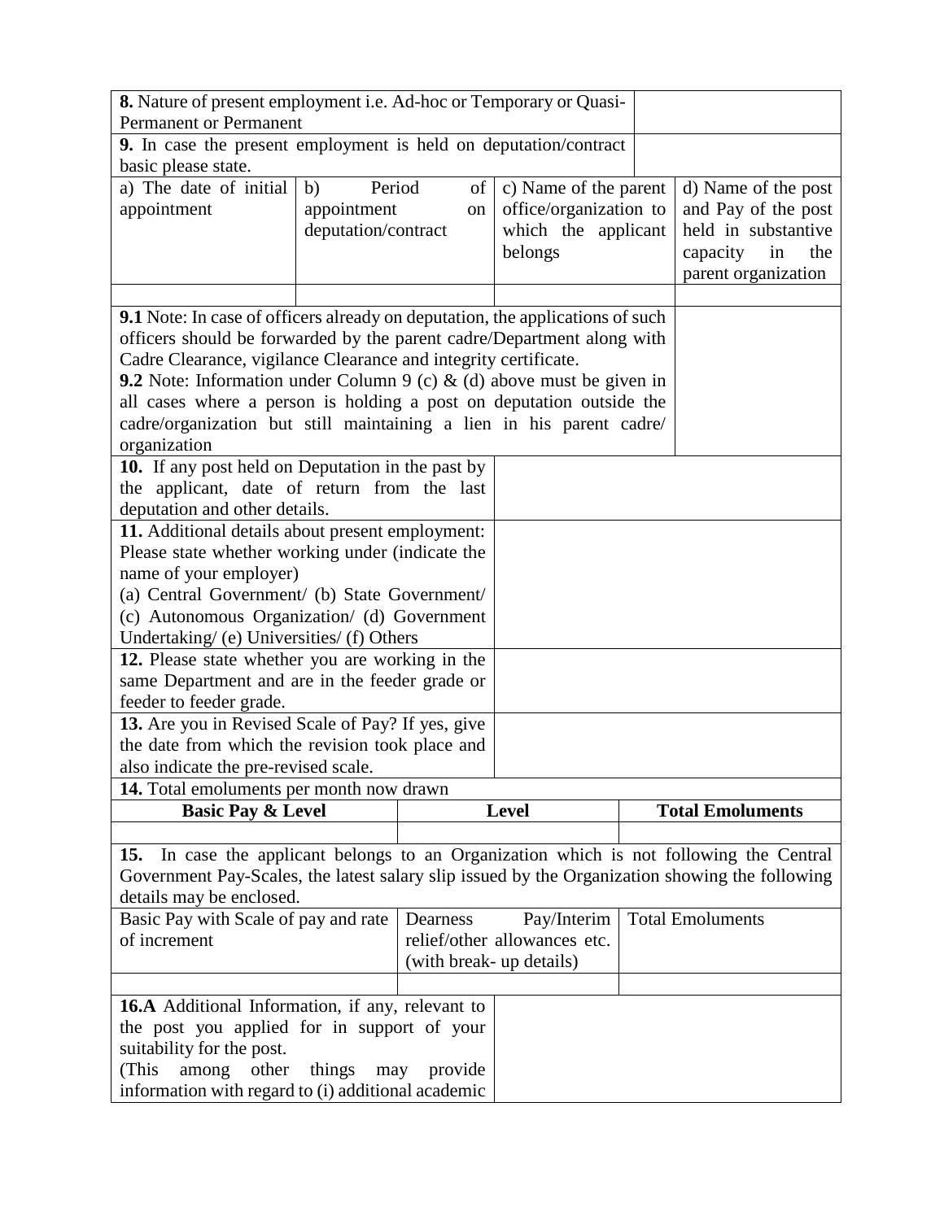| | |
|---|---|
| **8.** Nature of present employment i.e. Ad-hoc or Temporary or Quasi-Permanent or Permanent | |
| **9.** In case the present employment is held on deputation/contract basic please state. | |

| a) The date of initial appointment | b) Period of appointment on deputation/contract | c) Name of the parent office/organization to which the applicant belongs | d) Name of the post and Pay of the post held in substantive capacity in the parent organization |
|---|---|---|---|
| | | | |

| | |
|---|---|
| **9.1** Note: In case of officers already on deputation, the applications of such officers should be forwarded by the parent cadre/Department along with Cadre Clearance, vigilance Clearance and integrity certificate.<br>**9.2** Note: Information under Column 9 (c) & (d) above must be given in all cases where a person is holding a post on deputation outside the cadre/organization but still maintaining a lien in his parent cadre/ organization | |
| **10.** If any post held on Deputation in the past by the applicant, date of return from the last deputation and other details. | |
| **11.** Additional details about present employment: Please state whether working under (indicate the name of your employer)<br>(a) Central Government/ (b) State Government/ (c) Autonomous Organization/ (d) Government Undertaking/ (e) Universities/ (f) Others | |
| **12.** Please state whether you are working in the same Department and are in the feeder grade or feeder to feeder grade. | |
| **13.** Are you in Revised Scale of Pay? If yes, give the date from which the revision took place and also indicate the pre-revised scale. | |

**14.** Total emoluments per month now drawn

| **Basic Pay & Level** | **Level** | **Total Emoluments** |
|---|---|---|
| | | |

**15.** In case the applicant belongs to an Organization which is not following the Central Government Pay-Scales, the latest salary slip issued by the Organization showing the following details may be enclosed.

| Basic Pay with Scale of pay and rate of increment | Dearness Pay/Interim relief/other allowances etc. (with break- up details) | Total Emoluments |
|---|---|---|
| | | |

| | |
|---|---|
| **16.A** Additional Information, if any, relevant to the post you applied for in support of your suitability for the post.<br>(This among other things may provide information with regard to (i) additional academic | |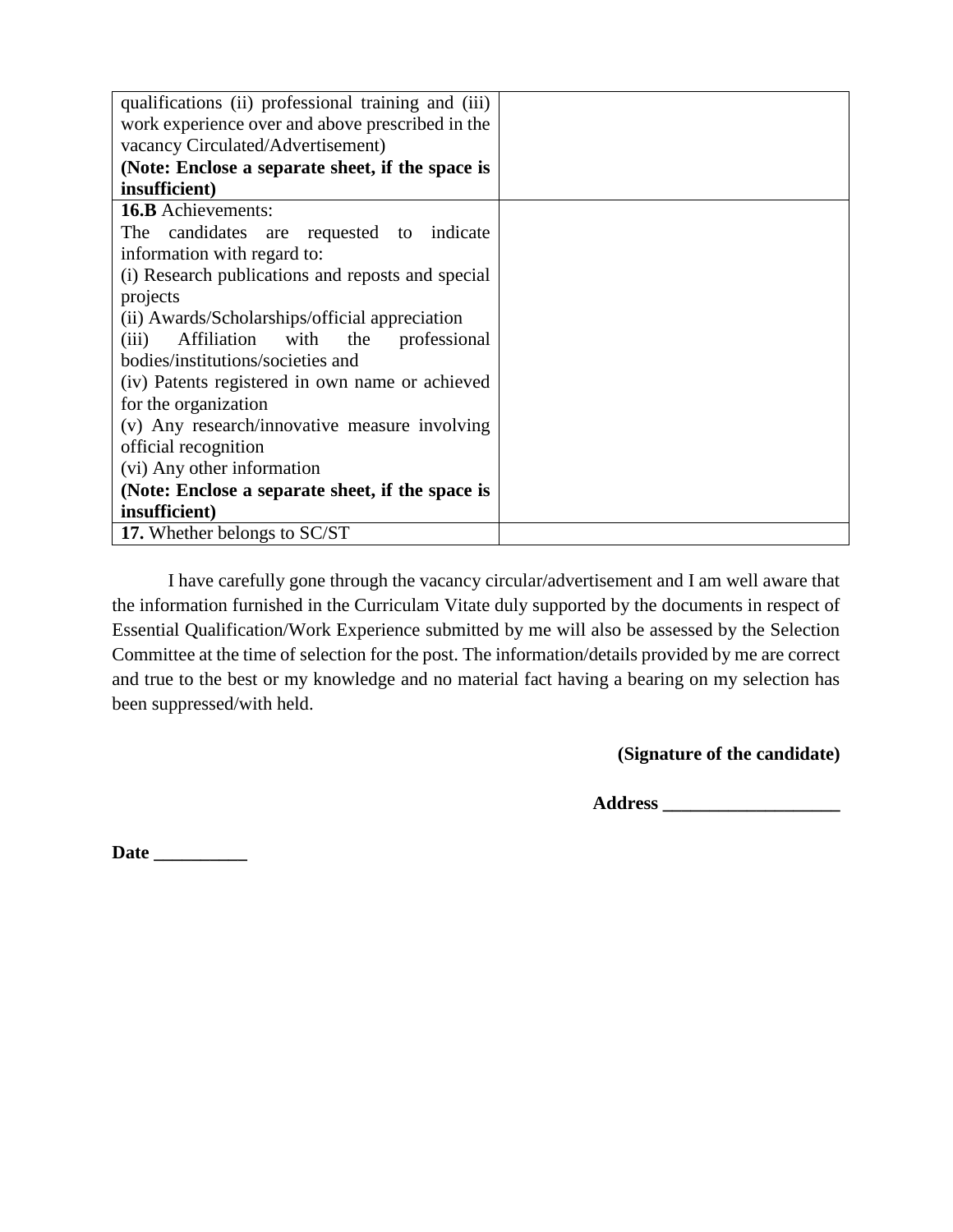| | |
|---|---|
| qualifications (ii) professional training and (iii) work experience over and above prescribed in the vacancy Circulated/Advertisement)<br>**(Note: Enclose a separate sheet, if the space is insufficient)** | |
| **16.B** Achievements:<br>The candidates are requested to indicate information with regard to:<br>(i) Research publications and reposts and special projects<br>(ii) Awards/Scholarships/official appreciation<br>(iii) Affiliation with the professional bodies/institutions/societies and<br>(iv) Patents registered in own name or achieved for the organization<br>(v) Any research/innovative measure involving official recognition<br>(vi) Any other information<br>**(Note: Enclose a separate sheet, if the space is insufficient)** | |
| **17.** Whether belongs to SC/ST | |

I have carefully gone through the vacancy circular/advertisement and I am well aware that the information furnished in the Curriculam Vitate duly supported by the documents in respect of Essential Qualification/Work Experience submitted by me will also be assessed by the Selection Committee at the time of selection for the post. The information/details provided by me are correct and true to the best or my knowledge and no material fact having a bearing on my selection has been suppressed/with held.

**(Signature of the candidate)**

**Address ___________________**

**Date __________**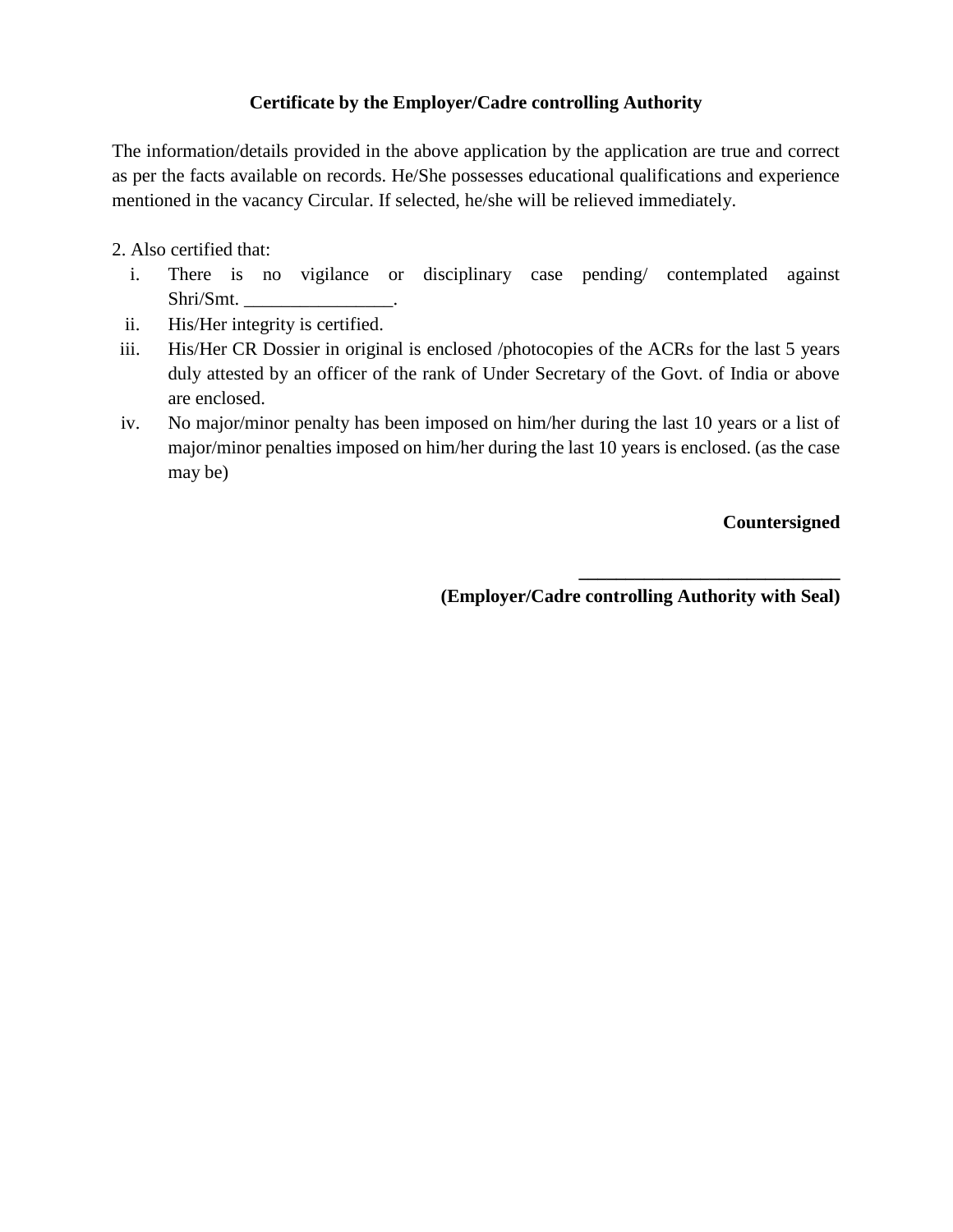**Certificate by the Employer/Cadre controlling Authority**

The information/details provided in the above application by the application are true and correct as per the facts available on records. He/She possesses educational qualifications and experience mentioned in the vacancy Circular. If selected, he/she will be relieved immediately.

2. Also certified that:

i. There is no vigilance or disciplinary case pending/ contemplated against Shri/Smt. ________________.

ii. His/Her integrity is certified.

iii. His/Her CR Dossier in original is enclosed /photocopies of the ACRs for the last 5 years duly attested by an officer of the rank of Under Secretary of the Govt. of India or above are enclosed.

iv. No major/minor penalty has been imposed on him/her during the last 10 years or a list of major/minor penalties imposed on him/her during the last 10 years is enclosed. (as the case may be)

**Countersigned**

**____________________________**

**(Employer/Cadre controlling Authority with Seal)**